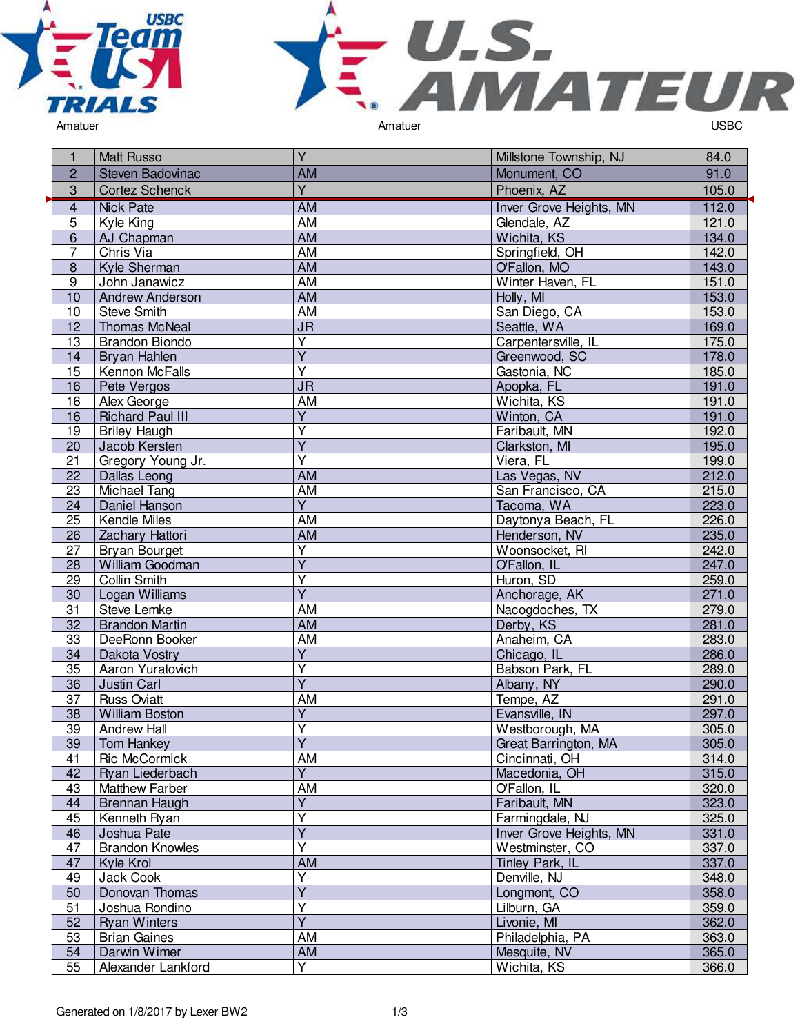Amatuer | Amatuer | USBC

| | | | | |
|---|---|---|---|---|
| 1 | Matt Russo | Y | Millstone Township, NJ | 84.0 |
| 2 | Steven Badovinac | AM | Monument, CO | 91.0 |
| 3 | Cortez Schenck | Y | Phoenix, AZ | 105.0 |
| 4 | Nick Pate | AM | Inver Grove Heights, MN | 112.0 |
| 5 | Kyle King | AM | Glendale, AZ | 121.0 |
| 6 | AJ Chapman | AM | Wichita, KS | 134.0 |
| 7 | Chris Via | AM | Springfield, OH | 142.0 |
| 8 | Kyle Sherman | AM | O'Fallon, MO | 143.0 |
| 9 | John Janawicz | AM | Winter Haven, FL | 151.0 |
| 10 | Andrew Anderson | AM | Holly, MI | 153.0 |
| 10 | Steve Smith | AM | San Diego, CA | 153.0 |
| 12 | Thomas McNeal | JR | Seattle, WA | 169.0 |
| 13 | Brandon Biondo | Y | Carpentersville, IL | 175.0 |
| 14 | Bryan Hahlen | Y | Greenwood, SC | 178.0 |
| 15 | Kennon McFalls | Y | Gastonia, NC | 185.0 |
| 16 | Pete Vergos | JR | Apopka, FL | 191.0 |
| 16 | Alex George | AM | Wichita, KS | 191.0 |
| 16 | Richard Paul III | Y | Winton, CA | 191.0 |
| 19 | Briley Haugh | Y | Faribault, MN | 192.0 |
| 20 | Jacob Kersten | Y | Clarkston, MI | 195.0 |
| 21 | Gregory Young Jr. | Y | Viera, FL | 199.0 |
| 22 | Dallas Leong | AM | Las Vegas, NV | 212.0 |
| 23 | Michael Tang | AM | San Francisco, CA | 215.0 |
| 24 | Daniel Hanson | Y | Tacoma, WA | 223.0 |
| 25 | Kendle Miles | AM | Daytonya Beach, FL | 226.0 |
| 26 | Zachary Hattori | AM | Henderson, NV | 235.0 |
| 27 | Bryan Bourget | Y | Woonsocket, RI | 242.0 |
| 28 | William Goodman | Y | O'Fallon, IL | 247.0 |
| 29 | Collin Smith | Y | Huron, SD | 259.0 |
| 30 | Logan Williams | Y | Anchorage, AK | 271.0 |
| 31 | Steve Lemke | AM | Nacogdoches, TX | 279.0 |
| 32 | Brandon Martin | AM | Derby, KS | 281.0 |
| 33 | DeeRonn Booker | AM | Anaheim, CA | 283.0 |
| 34 | Dakota Vostry | Y | Chicago, IL | 286.0 |
| 35 | Aaron Yuratovich | Y | Babson Park, FL | 289.0 |
| 36 | Justin Carl | Y | Albany, NY | 290.0 |
| 37 | Russ Oviatt | AM | Tempe, AZ | 291.0 |
| 38 | William Boston | Y | Evansville, IN | 297.0 |
| 39 | Andrew Hall | Y | Westborough, MA | 305.0 |
| 39 | Tom Hankey | Y | Great Barrington, MA | 305.0 |
| 41 | Ric McCormick | AM | Cincinnati, OH | 314.0 |
| 42 | Ryan Liederbach | Y | Macedonia, OH | 315.0 |
| 43 | Matthew Farber | AM | O'Fallon, IL | 320.0 |
| 44 | Brennan Haugh | Y | Faribault, MN | 323.0 |
| 45 | Kenneth Ryan | Y | Farmingdale, NJ | 325.0 |
| 46 | Joshua Pate | Y | Inver Grove Heights, MN | 331.0 |
| 47 | Brandon Knowles | Y | Westminster, CO | 337.0 |
| 47 | Kyle Krol | AM | Tinley Park, IL | 337.0 |
| 49 | Jack Cook | Y | Denville, NJ | 348.0 |
| 50 | Donovan Thomas | Y | Longmont, CO | 358.0 |
| 51 | Joshua Rondino | Y | Lilburn, GA | 359.0 |
| 52 | Ryan Winters | Y | Livonie, MI | 362.0 |
| 53 | Brian Gaines | AM | Philadelphia, PA | 363.0 |
| 54 | Darwin Wimer | AM | Mesquite, NV | 365.0 |
| 55 | Alexander Lankford | Y | Wichita, KS | 366.0 |

Generated on 1/8/2017 by Lexer BW2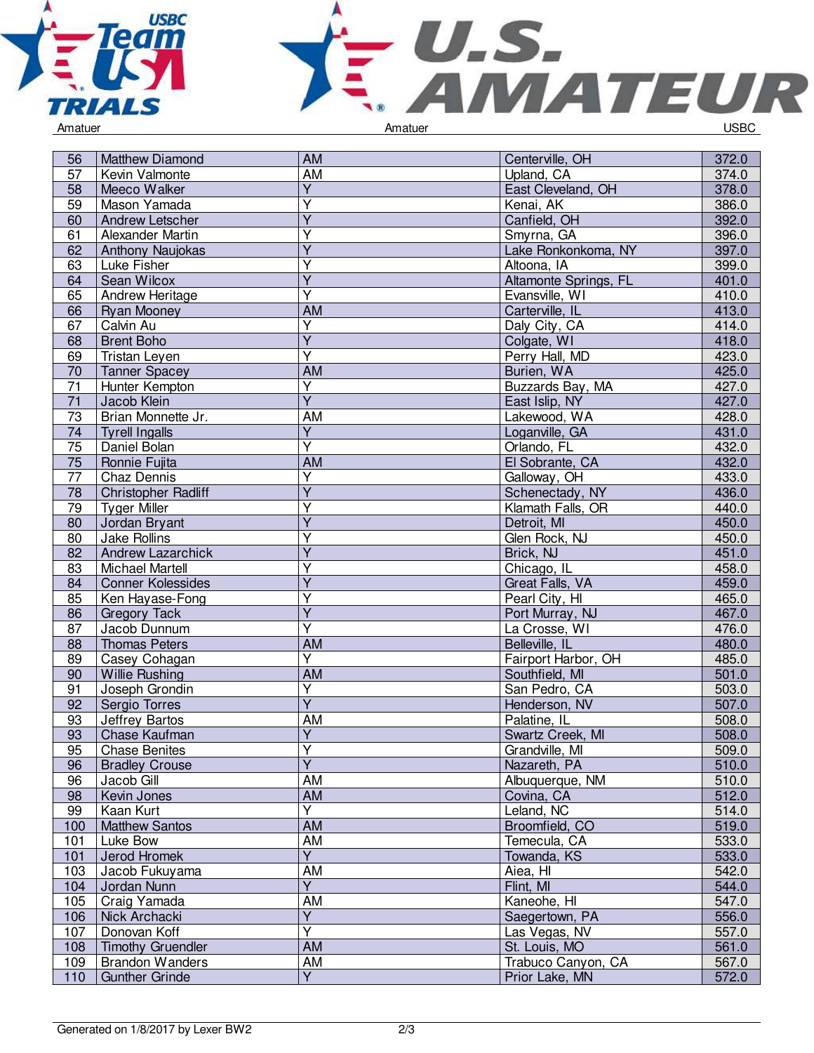| | | | | |
|---|---|---|---|---|
| 56 | Matthew Diamond | AM | Centerville, OH | 372.0 |
| 57 | Kevin Valmonte | AM | Upland, CA | 374.0 |
| 58 | Meeco Walker | Y | East Cleveland, OH | 378.0 |
| 59 | Mason Yamada | Y | Kenai, AK | 386.0 |
| 60 | Andrew Letscher | Y | Canfield, OH | 392.0 |
| 61 | Alexander Martin | Y | Smyrna, GA | 396.0 |
| 62 | Anthony Naujokas | Y | Lake Ronkonkoma, NY | 397.0 |
| 63 | Luke Fisher | Y | Altoona, IA | 399.0 |
| 64 | Sean Wilcox | Y | Altamonte Springs, FL | 401.0 |
| 65 | Andrew Heritage | Y | Evansville, WI | 410.0 |
| 66 | Ryan Mooney | AM | Carterville, IL | 413.0 |
| 67 | Calvin Au | Y | Daly City, CA | 414.0 |
| 68 | Brent Boho | Y | Colgate, WI | 418.0 |
| 69 | Tristan Leyen | Y | Perry Hall, MD | 423.0 |
| 70 | Tanner Spacey | AM | Burien, WA | 425.0 |
| 71 | Hunter Kempton | Y | Buzzards Bay, MA | 427.0 |
| 71 | Jacob Klein | Y | East Islip, NY | 427.0 |
| 73 | Brian Monnette Jr. | AM | Lakewood, WA | 428.0 |
| 74 | Tyrell Ingalls | Y | Loganville, GA | 431.0 |
| 75 | Daniel Bolan | Y | Orlando, FL | 432.0 |
| 75 | Ronnie Fujita | AM | El Sobrante, CA | 432.0 |
| 77 | Chaz Dennis | Y | Galloway, OH | 433.0 |
| 78 | Christopher Radliff | Y | Schenectady, NY | 436.0 |
| 79 | Tyger Miller | Y | Klamath Falls, OR | 440.0 |
| 80 | Jordan Bryant | Y | Detroit, MI | 450.0 |
| 80 | Jake Rollins | Y | Glen Rock, NJ | 450.0 |
| 82 | Andrew Lazarchick | Y | Brick, NJ | 451.0 |
| 83 | Michael Martell | Y | Chicago, IL | 458.0 |
| 84 | Conner Kolessides | Y | Great Falls, VA | 459.0 |
| 85 | Ken Hayase-Fong | Y | Pearl City, HI | 465.0 |
| 86 | Gregory Tack | Y | Port Murray, NJ | 467.0 |
| 87 | Jacob Dunnum | Y | La Crosse, WI | 476.0 |
| 88 | Thomas Peters | AM | Belleville, IL | 480.0 |
| 89 | Casey Cohagan | Y | Fairport Harbor, OH | 485.0 |
| 90 | Willie Rushing | AM | Southfield, MI | 501.0 |
| 91 | Joseph Grondin | Y | San Pedro, CA | 503.0 |
| 92 | Sergio Torres | Y | Henderson, NV | 507.0 |
| 93 | Jeffrey Bartos | AM | Palatine, IL | 508.0 |
| 93 | Chase Kaufman | Y | Swartz Creek, MI | 508.0 |
| 95 | Chase Benites | Y | Grandville, MI | 509.0 |
| 96 | Bradley Crouse | Y | Nazareth, PA | 510.0 |
| 96 | Jacob Gill | AM | Albuquerque, NM | 510.0 |
| 98 | Kevin Jones | AM | Covina, CA | 512.0 |
| 99 | Kaan Kurt | Y | Leland, NC | 514.0 |
| 100 | Matthew Santos | AM | Broomfield, CO | 519.0 |
| 101 | Luke Bow | AM | Temecula, CA | 533.0 |
| 101 | Jerod Hromek | Y | Towanda, KS | 533.0 |
| 103 | Jacob Fukuyama | AM | Aiea, HI | 542.0 |
| 104 | Jordan Nunn | Y | Flint, MI | 544.0 |
| 105 | Craig Yamada | AM | Kaneohe, HI | 547.0 |
| 106 | Nick Archacki | Y | Saegertown, PA | 556.0 |
| 107 | Donovan Koff | Y | Las Vegas, NV | 557.0 |
| 108 | Timothy Gruendler | AM | St. Louis, MO | 561.0 |
| 109 | Brandon Wanders | AM | Trabuco Canyon, CA | 567.0 |
| 110 | Gunther Grinde | Y | Prior Lake, MN | 572.0 |

Generated on 1/8/2017 by Lexer BW2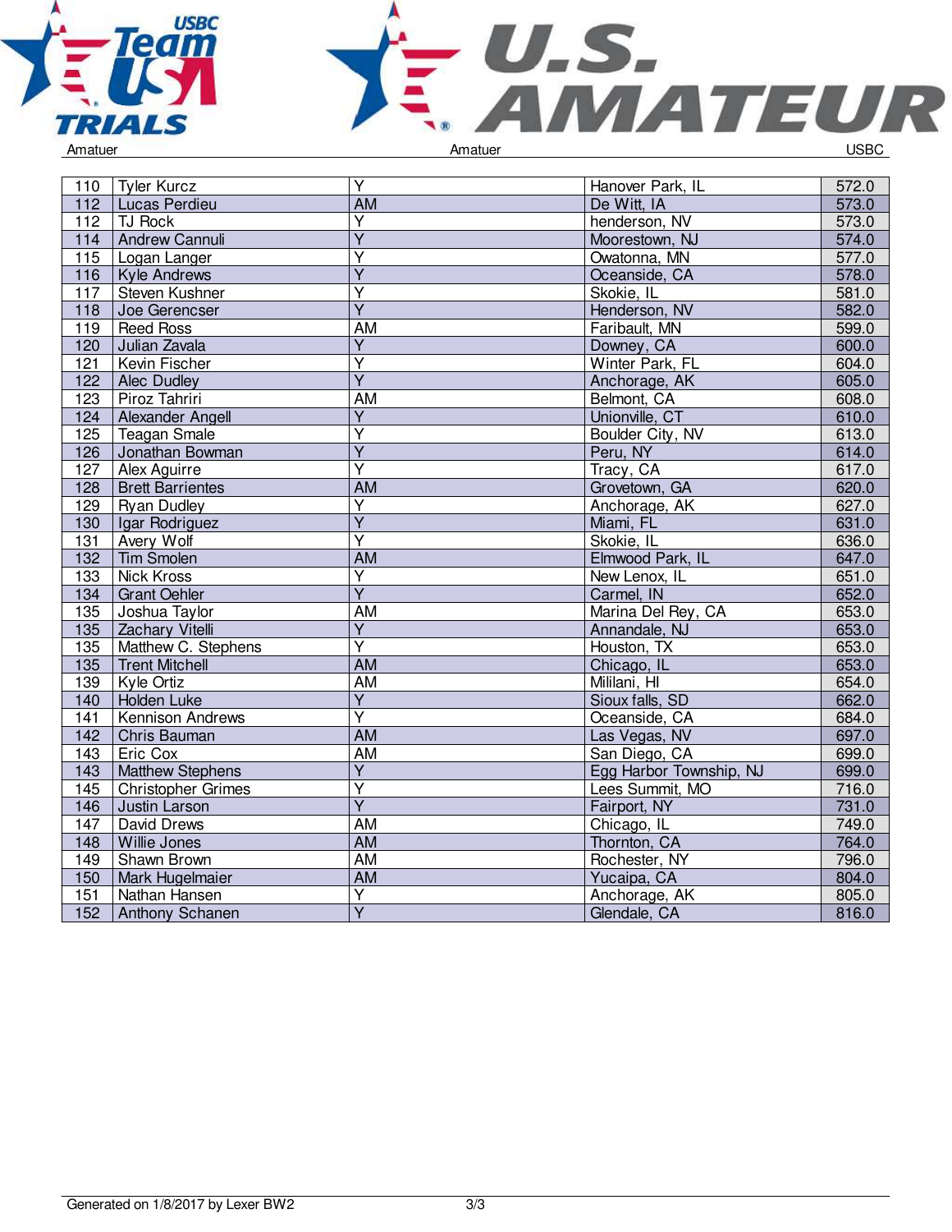| | | | | |
|---|---|---|---|---|
| 110 | Tyler Kurcz | Y | Hanover Park, IL | 572.0 |
| 112 | Lucas Perdieu | AM | De Witt, IA | 573.0 |
| 112 | TJ Rock | Y | henderson, NV | 573.0 |
| 114 | Andrew Cannuli | Y | Moorestown, NJ | 574.0 |
| 115 | Logan Langer | Y | Owatonna, MN | 577.0 |
| 116 | Kyle Andrews | Y | Oceanside, CA | 578.0 |
| 117 | Steven Kushner | Y | Skokie, IL | 581.0 |
| 118 | Joe Gerencser | Y | Henderson, NV | 582.0 |
| 119 | Reed Ross | AM | Faribault, MN | 599.0 |
| 120 | Julian Zavala | Y | Downey, CA | 600.0 |
| 121 | Kevin Fischer | Y | Winter Park, FL | 604.0 |
| 122 | Alec Dudley | Y | Anchorage, AK | 605.0 |
| 123 | Piroz Tahriri | AM | Belmont, CA | 608.0 |
| 124 | Alexander Angell | Y | Unionville, CT | 610.0 |
| 125 | Teagan Smale | Y | Boulder City, NV | 613.0 |
| 126 | Jonathan Bowman | Y | Peru, NY | 614.0 |
| 127 | Alex Aguirre | Y | Tracy, CA | 617.0 |
| 128 | Brett Barrientes | AM | Grovetown, GA | 620.0 |
| 129 | Ryan Dudley | Y | Anchorage, AK | 627.0 |
| 130 | Igar Rodriguez | Y | Miami, FL | 631.0 |
| 131 | Avery Wolf | Y | Skokie, IL | 636.0 |
| 132 | Tim Smolen | AM | Elmwood Park, IL | 647.0 |
| 133 | Nick Kross | Y | New Lenox, IL | 651.0 |
| 134 | Grant Oehler | Y | Carmel, IN | 652.0 |
| 135 | Joshua Taylor | AM | Marina Del Rey, CA | 653.0 |
| 135 | Zachary Vitelli | Y | Annandale, NJ | 653.0 |
| 135 | Matthew C. Stephens | Y | Houston, TX | 653.0 |
| 135 | Trent Mitchell | AM | Chicago, IL | 653.0 |
| 139 | Kyle Ortiz | AM | Mililani, HI | 654.0 |
| 140 | Holden Luke | Y | Sioux falls, SD | 662.0 |
| 141 | Kennison Andrews | Y | Oceanside, CA | 684.0 |
| 142 | Chris Bauman | AM | Las Vegas, NV | 697.0 |
| 143 | Eric Cox | AM | San Diego, CA | 699.0 |
| 143 | Matthew Stephens | Y | Egg Harbor Township, NJ | 699.0 |
| 145 | Christopher Grimes | Y | Lees Summit, MO | 716.0 |
| 146 | Justin Larson | Y | Fairport, NY | 731.0 |
| 147 | David Drews | AM | Chicago, IL | 749.0 |
| 148 | Willie Jones | AM | Thornton, CA | 764.0 |
| 149 | Shawn Brown | AM | Rochester, NY | 796.0 |
| 150 | Mark Hugelmaier | AM | Yucaipa, CA | 804.0 |
| 151 | Nathan Hansen | Y | Anchorage, AK | 805.0 |
| 152 | Anthony Schanen | Y | Glendale, CA | 816.0 |

Generated on 1/8/2017 by Lexer BW2